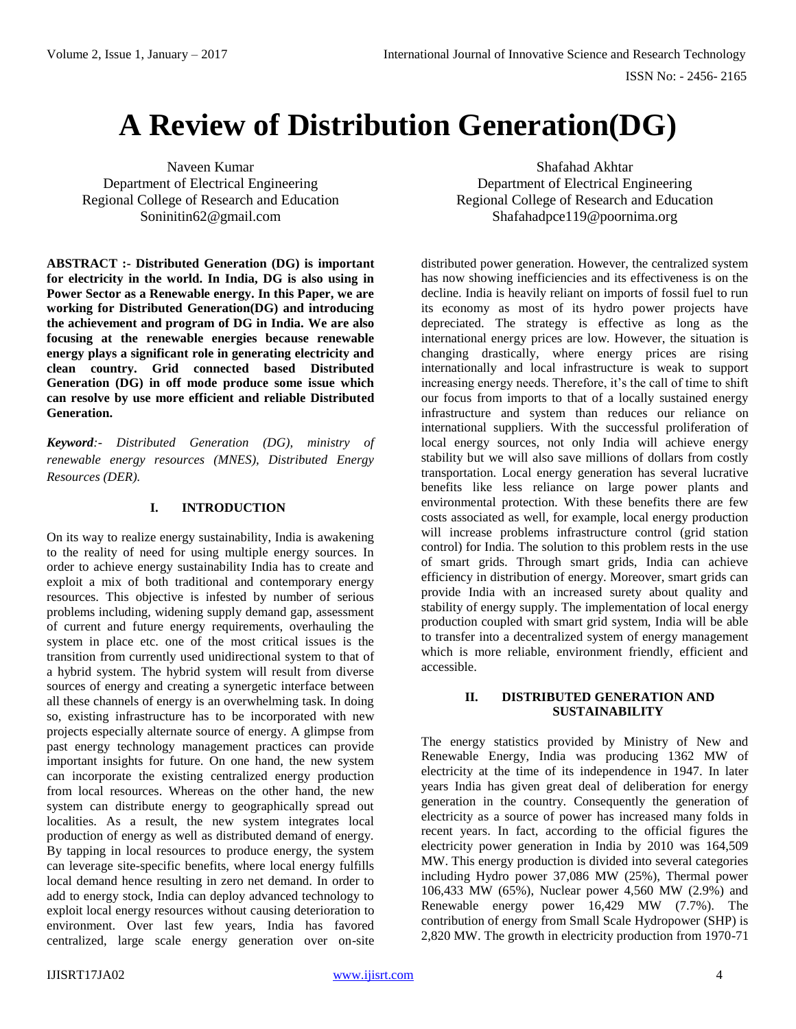# A Review of Distribution Generation(DG)

Naveen Kumar
Department of Electrical Engineering
Regional College of Research and Education
Soninitin62@gmail.com

Shafahad Akhtar
Department of Electrical Engineering
Regional College of Research and Education
Shafahadpce119@poornima.org

**ABSTRACT :- Distributed Generation (DG) is important for electricity in the world. In India, DG is also using in Power Sector as a Renewable energy. In this Paper, we are working for Distributed Generation(DG) and introducing the achievement and program of DG in India. We are also focusing at the renewable energies because renewable energy plays a significant role in generating electricity and clean country. Grid connected based Distributed Generation (DG) in off mode produce some issue which can resolve by use more efficient and reliable Distributed Generation.**

***Keyword**:- Distributed Generation (DG), ministry of renewable energy resources (MNES), Distributed Energy Resources (DER).*

## I. INTRODUCTION

On its way to realize energy sustainability, India is awakening to the reality of need for using multiple energy sources. In order to achieve energy sustainability India has to create and exploit a mix of both traditional and contemporary energy resources. This objective is infested by number of serious problems including, widening supply demand gap, assessment of current and future energy requirements, overhauling the system in place etc. one of the most critical issues is the transition from currently used unidirectional system to that of a hybrid system. The hybrid system will result from diverse sources of energy and creating a synergetic interface between all these channels of energy is an overwhelming task. In doing so, existing infrastructure has to be incorporated with new projects especially alternate source of energy. A glimpse from past energy technology management practices can provide important insights for future. On one hand, the new system can incorporate the existing centralized energy production from local resources. Whereas on the other hand, the new system can distribute energy to geographically spread out localities. As a result, the new system integrates local production of energy as well as distributed demand of energy. By tapping in local resources to produce energy, the system can leverage site-specific benefits, where local energy fulfills local demand hence resulting in zero net demand. In order to add to energy stock, India can deploy advanced technology to exploit local energy resources without causing deterioration to environment. Over last few years, India has favored centralized, large scale energy generation over on-site distributed power generation. However, the centralized system has now showing inefficiencies and its effectiveness is on the decline. India is heavily reliant on imports of fossil fuel to run its economy as most of its hydro power projects have depreciated. The strategy is effective as long as the international energy prices are low. However, the situation is changing drastically, where energy prices are rising internationally and local infrastructure is weak to support increasing energy needs. Therefore, it's the call of time to shift our focus from imports to that of a locally sustained energy infrastructure and system than reduces our reliance on international suppliers. With the successful proliferation of local energy sources, not only India will achieve energy stability but we will also save millions of dollars from costly transportation. Local energy generation has several lucrative benefits like less reliance on large power plants and environmental protection. With these benefits there are few costs associated as well, for example, local energy production will increase problems infrastructure control (grid station control) for India. The solution to this problem rests in the use of smart grids. Through smart grids, India can achieve efficiency in distribution of energy. Moreover, smart grids can provide India with an increased surety about quality and stability of energy supply. The implementation of local energy production coupled with smart grid system, India will be able to transfer into a decentralized system of energy management which is more reliable, environment friendly, efficient and accessible.

## II. DISTRIBUTED GENERATION AND SUSTAINABILITY

The energy statistics provided by Ministry of New and Renewable Energy, India was producing 1362 MW of electricity at the time of its independence in 1947. In later years India has given great deal of deliberation for energy generation in the country. Consequently the generation of electricity as a source of power has increased many folds in recent years. In fact, according to the official figures the electricity power generation in India by 2010 was 164,509 MW. This energy production is divided into several categories including Hydro power 37,086 MW (25%), Thermal power 106,433 MW (65%), Nuclear power 4,560 MW (2.9%) and Renewable energy power 16,429 MW (7.7%). The contribution of energy from Small Scale Hydropower (SHP) is 2,820 MW. The growth in electricity production from 1970-71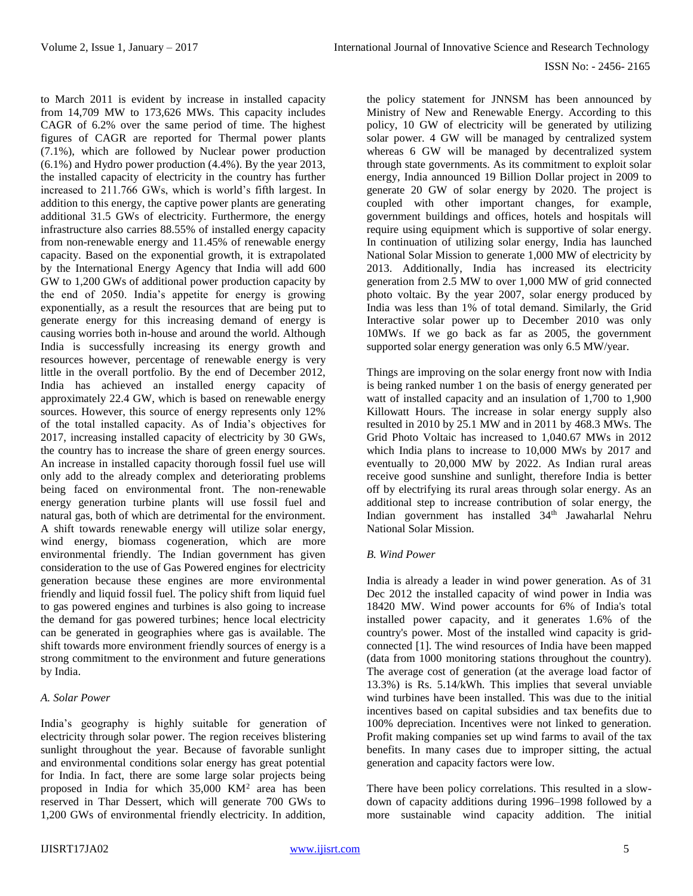to March 2011 is evident by increase in installed capacity from 14,709 MW to 173,626 MWs. This capacity includes CAGR of 6.2% over the same period of time. The highest figures of CAGR are reported for Thermal power plants (7.1%), which are followed by Nuclear power production (6.1%) and Hydro power production (4.4%). By the year 2013, the installed capacity of electricity in the country has further increased to 211.766 GWs, which is world's fifth largest. In addition to this energy, the captive power plants are generating additional 31.5 GWs of electricity. Furthermore, the energy infrastructure also carries 88.55% of installed energy capacity from non-renewable energy and 11.45% of renewable energy capacity. Based on the exponential growth, it is extrapolated by the International Energy Agency that India will add 600 GW to 1,200 GWs of additional power production capacity by the end of 2050. India's appetite for energy is growing exponentially, as a result the resources that are being put to generate energy for this increasing demand of energy is causing worries both in-house and around the world. Although India is successfully increasing its energy growth and resources however, percentage of renewable energy is very little in the overall portfolio. By the end of December 2012, India has achieved an installed energy capacity of approximately 22.4 GW, which is based on renewable energy sources. However, this source of energy represents only 12% of the total installed capacity. As of India's objectives for 2017, increasing installed capacity of electricity by 30 GWs, the country has to increase the share of green energy sources. An increase in installed capacity thorough fossil fuel use will only add to the already complex and deteriorating problems being faced on environmental front. The non-renewable energy generation turbine plants will use fossil fuel and natural gas, both of which are detrimental for the environment. A shift towards renewable energy will utilize solar energy, wind energy, biomass cogeneration, which are more environmental friendly. The Indian government has given consideration to the use of Gas Powered engines for electricity generation because these engines are more environmental friendly and liquid fossil fuel. The policy shift from liquid fuel to gas powered engines and turbines is also going to increase the demand for gas powered turbines; hence local electricity can be generated in geographies where gas is available. The shift towards more environment friendly sources of energy is a strong commitment to the environment and future generations by India.

### *A. Solar Power*

India's geography is highly suitable for generation of electricity through solar power. The region receives blistering sunlight throughout the year. Because of favorable sunlight and environmental conditions solar energy has great potential for India. In fact, there are some large solar projects being proposed in India for which 35,000 KM$^2$ area has been reserved in Thar Dessert, which will generate 700 GWs to 1,200 GWs of environmental friendly electricity. In addition, the policy statement for JNNSM has been announced by Ministry of New and Renewable Energy. According to this policy, 10 GW of electricity will be generated by utilizing solar power. 4 GW will be managed by centralized system whereas 6 GW will be managed by decentralized system through state governments. As its commitment to exploit solar energy, India announced 19 Billion Dollar project in 2009 to generate 20 GW of solar energy by 2020. The project is coupled with other important changes, for example, government buildings and offices, hotels and hospitals will require using equipment which is supportive of solar energy. In continuation of utilizing solar energy, India has launched National Solar Mission to generate 1,000 MW of electricity by 2013. Additionally, India has increased its electricity generation from 2.5 MW to over 1,000 MW of grid connected photo voltaic. By the year 2007, solar energy produced by India was less than 1% of total demand. Similarly, the Grid Interactive solar power up to December 2010 was only 10MWs. If we go back as far as 2005, the government supported solar energy generation was only 6.5 MW/year.

Things are improving on the solar energy front now with India is being ranked number 1 on the basis of energy generated per watt of installed capacity and an insulation of 1,700 to 1,900 Killowatt Hours. The increase in solar energy supply also resulted in 2010 by 25.1 MW and in 2011 by 468.3 MWs. The Grid Photo Voltaic has increased to 1,040.67 MWs in 2012 which India plans to increase to 10,000 MWs by 2017 and eventually to 20,000 MW by 2022. As Indian rural areas receive good sunshine and sunlight, therefore India is better off by electrifying its rural areas through solar energy. As an additional step to increase contribution of solar energy, the Indian government has installed 34th Jawaharlal Nehru National Solar Mission.

### *B. Wind Power*

India is already a leader in wind power generation. As of 31 Dec 2012 the installed capacity of wind power in India was 18420 MW. Wind power accounts for 6% of India's total installed power capacity, and it generates 1.6% of the country's power. Most of the installed wind capacity is grid-connected [1]. The wind resources of India have been mapped (data from 1000 monitoring stations throughout the country). The average cost of generation (at the average load factor of 13.3%) is Rs. 5.14/kWh. This implies that several unviable wind turbines have been installed. This was due to the initial incentives based on capital subsidies and tax benefits due to 100% depreciation. Incentives were not linked to generation. Profit making companies set up wind farms to avail of the tax benefits. In many cases due to improper sitting, the actual generation and capacity factors were low.

There have been policy correlations. This resulted in a slow-down of capacity additions during 1996–1998 followed by a more sustainable wind capacity addition. The initial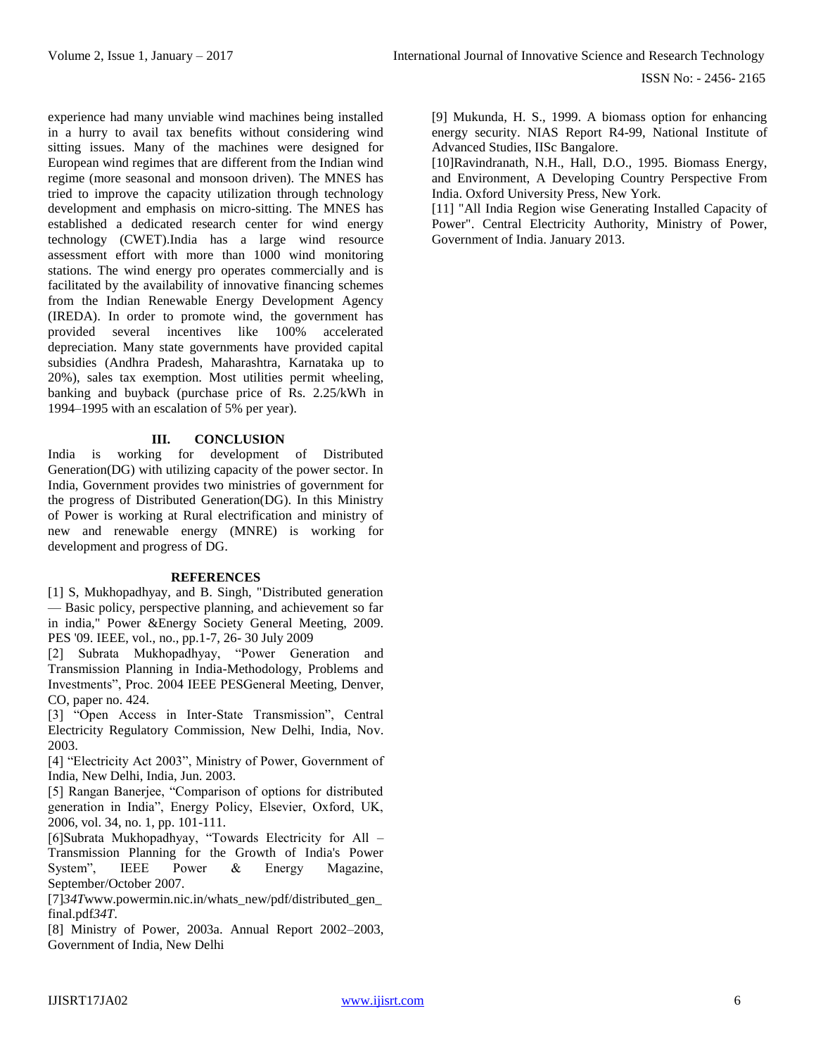experience had many unviable wind machines being installed in a hurry to avail tax benefits without considering wind sitting issues. Many of the machines were designed for European wind regimes that are different from the Indian wind regime (more seasonal and monsoon driven). The MNES has tried to improve the capacity utilization through technology development and emphasis on micro-sitting. The MNES has established a dedicated research center for wind energy technology (CWET).India has a large wind resource assessment effort with more than 1000 wind monitoring stations. The wind energy pro operates commercially and is facilitated by the availability of innovative financing schemes from the Indian Renewable Energy Development Agency (IREDA). In order to promote wind, the government has provided several incentives like 100% accelerated depreciation. Many state governments have provided capital subsidies (Andhra Pradesh, Maharashtra, Karnataka up to 20%), sales tax exemption. Most utilities permit wheeling, banking and buyback (purchase price of Rs. 2.25/kWh in 1994–1995 with an escalation of 5% per year).

## III. CONCLUSION

India is working for development of Distributed Generation(DG) with utilizing capacity of the power sector. In India, Government provides two ministries of government for the progress of Distributed Generation(DG). In this Ministry of Power is working at Rural electrification and ministry of new and renewable energy (MNRE) is working for development and progress of DG.

## REFERENCES

[1] S, Mukhopadhyay, and B. Singh, "Distributed generation — Basic policy, perspective planning, and achievement so far in india," Power &Energy Society General Meeting, 2009. PES '09. IEEE, vol., no., pp.1-7, 26- 30 July 2009

[2] Subrata Mukhopadhyay, "Power Generation and Transmission Planning in India-Methodology, Problems and Investments", Proc. 2004 IEEE PESGeneral Meeting, Denver, CO, paper no. 424.

[3] "Open Access in Inter-State Transmission", Central Electricity Regulatory Commission, New Delhi, India, Nov. 2003.

[4] "Electricity Act 2003", Ministry of Power, Government of India, New Delhi, India, Jun. 2003.

[5] Rangan Banerjee, "Comparison of options for distributed generation in India", Energy Policy, Elsevier, Oxford, UK, 2006, vol. 34, no. 1, pp. 101-111.

[6]Subrata Mukhopadhyay, "Towards Electricity for All – Transmission Planning for the Growth of India's Power System", IEEE Power & Energy Magazine, September/October 2007.

[7]*34T*www.powermin.nic.in/whats_new/pdf/distributed_gen_final.pdf*34T*.

[8] Ministry of Power, 2003a. Annual Report 2002–2003, Government of India, New Delhi

[9] Mukunda, H. S., 1999. A biomass option for enhancing energy security. NIAS Report R4-99, National Institute of Advanced Studies, IISc Bangalore.

[10]Ravindranath, N.H., Hall, D.O., 1995. Biomass Energy, and Environment, A Developing Country Perspective From India. Oxford University Press, New York.

[11] "All India Region wise Generating Installed Capacity of Power". Central Electricity Authority, Ministry of Power, Government of India. January 2013.